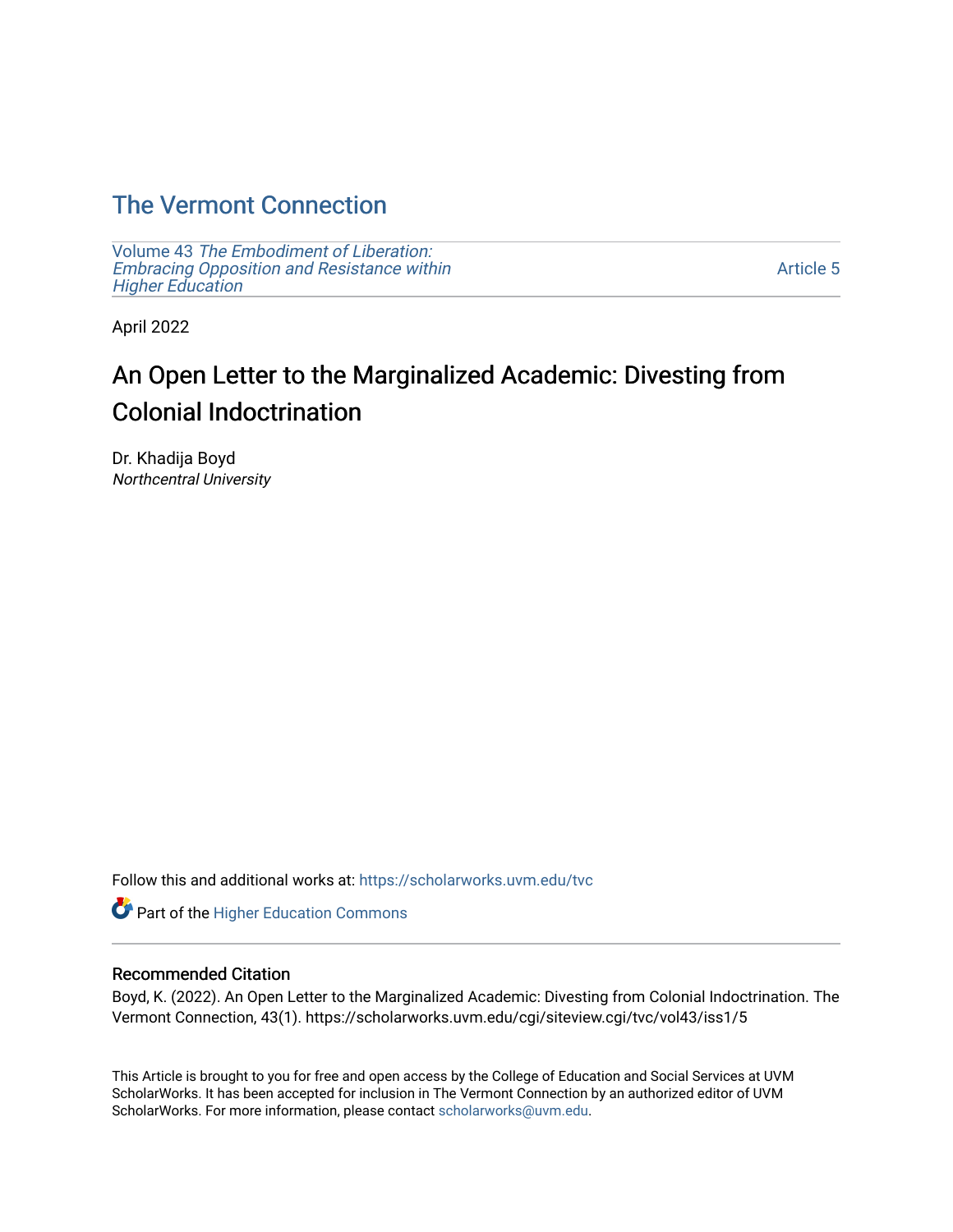# The Vermont Connection

Volume 43 *The Embodiment of Liberation: Embracing Opposition and Resistance within Higher Education*

Article 5

April 2022

## An Open Letter to the Marginalized Academic: Divesting from Colonial Indoctrination

Dr. Khadija Boyd
*Northcentral University*

Follow this and additional works at: https://scholarworks.uvm.edu/tvc

Part of the Higher Education Commons

### Recommended Citation

Boyd, K. (2022). An Open Letter to the Marginalized Academic: Divesting from Colonial Indoctrination. The Vermont Connection, 43(1). https://scholarworks.uvm.edu/cgi/siteview.cgi/tvc/vol43/iss1/5

This Article is brought to you for free and open access by the College of Education and Social Services at UVM ScholarWorks. It has been accepted for inclusion in The Vermont Connection by an authorized editor of UVM ScholarWorks. For more information, please contact scholarworks@uvm.edu.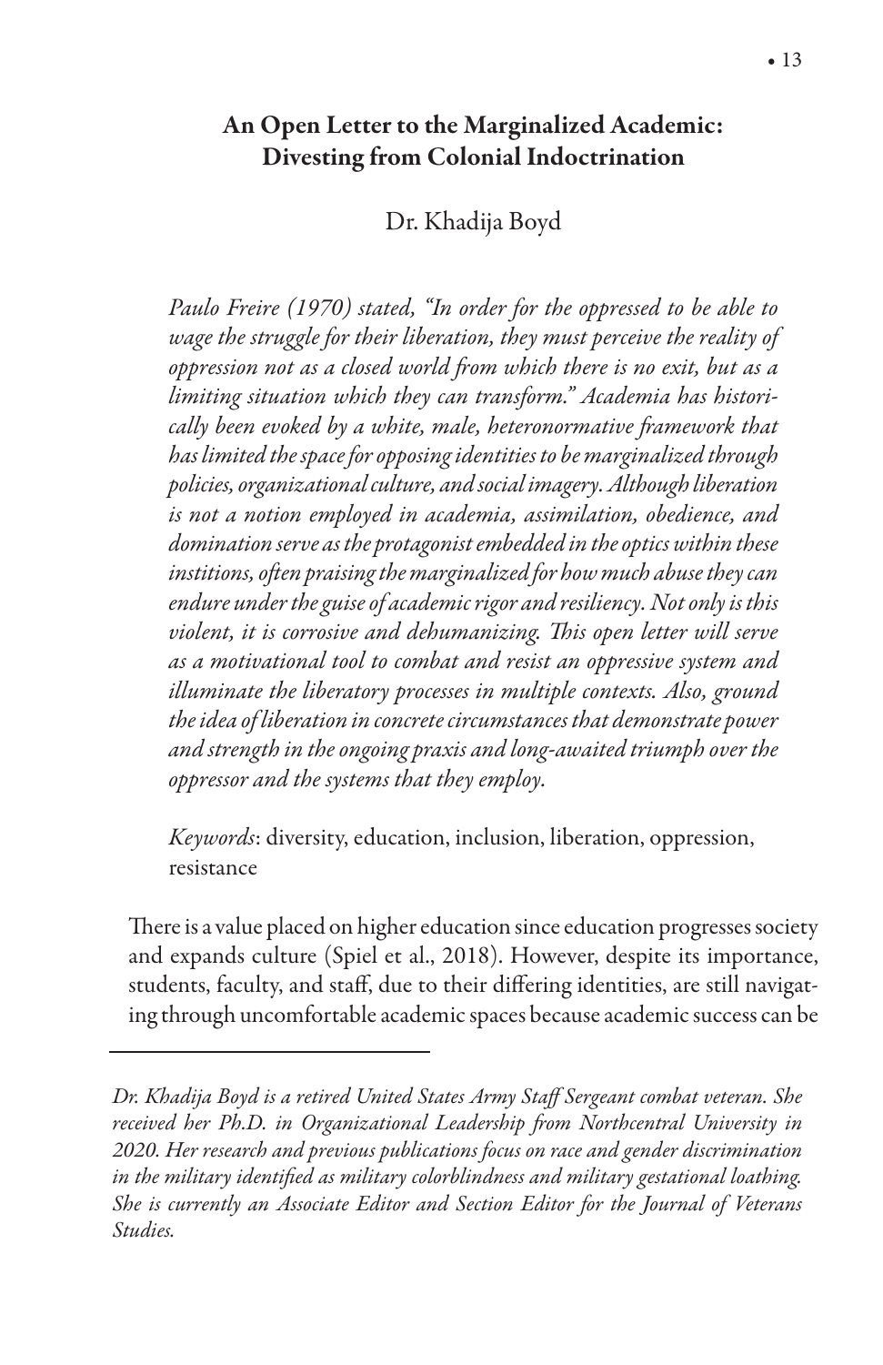# An Open Letter to the Marginalized Academic: Divesting from Colonial Indoctrination

Dr. Khadija Boyd

*Paulo Freire (1970) stated, "In order for the oppressed to be able to wage the struggle for their liberation, they must perceive the reality of oppression not as a closed world from which there is no exit, but as a limiting situation which they can transform." Academia has historically been evoked by a white, male, heteronormative framework that has limited the space for opposing identities to be marginalized through policies, organizational culture, and social imagery. Although liberation is not a notion employed in academia, assimilation, obedience, and domination serve as the protagonist embedded in the optics within these institions, often praising the marginalized for how much abuse they can endure under the guise of academic rigor and resiliency. Not only is this violent, it is corrosive and dehumanizing. This open letter will serve as a motivational tool to combat and resist an oppressive system and illuminate the liberatory processes in multiple contexts. Also, ground the idea of liberation in concrete circumstances that demonstrate power and strength in the ongoing praxis and long-awaited triumph over the oppressor and the systems that they employ.*

*Keywords*: diversity, education, inclusion, liberation, oppression, resistance

There is a value placed on higher education since education progresses society and expands culture (Spiel et al., 2018). However, despite its importance, students, faculty, and staff, due to their differing identities, are still navigating through uncomfortable academic spaces because academic success can be

---

*Dr. Khadija Boyd is a retired United States Army Staff Sergeant combat veteran. She received her Ph.D. in Organizational Leadership from Northcentral University in 2020. Her research and previous publications focus on race and gender discrimination in the military identified as military colorblindness and military gestational loathing. She is currently an Associate Editor and Section Editor for the Journal of Veterans Studies.*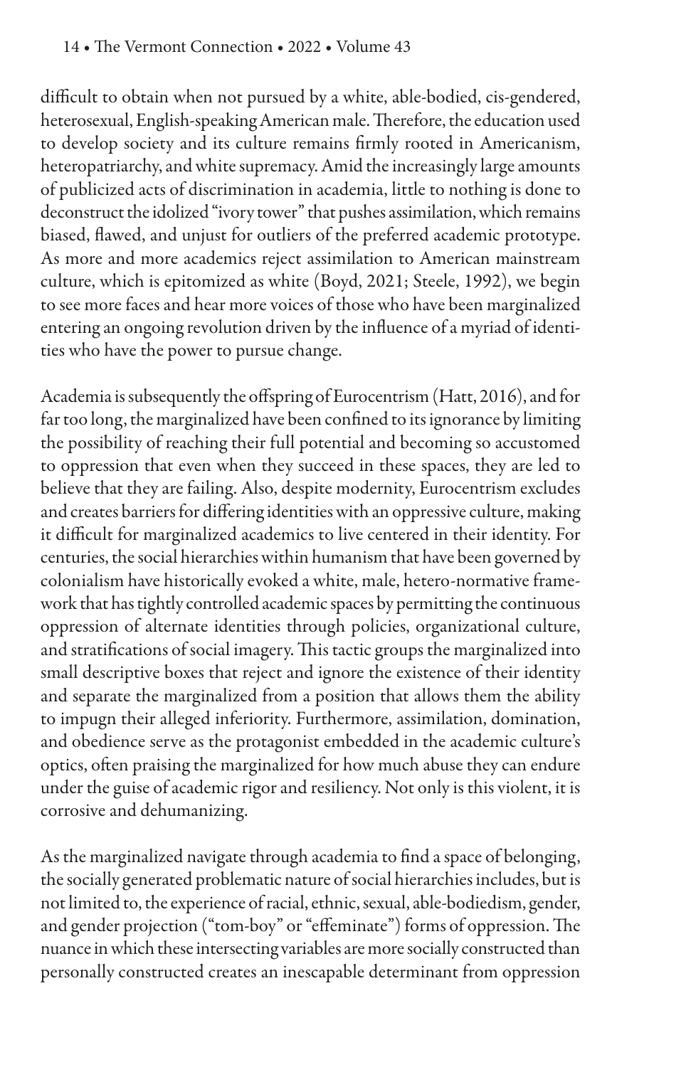difficult to obtain when not pursued by a white, able-bodied, cis-gendered, heterosexual, English-speaking American male. Therefore, the education used to develop society and its culture remains firmly rooted in Americanism, heteropatriarchy, and white supremacy. Amid the increasingly large amounts of publicized acts of discrimination in academia, little to nothing is done to deconstruct the idolized "ivory tower" that pushes assimilation, which remains biased, flawed, and unjust for outliers of the preferred academic prototype. As more and more academics reject assimilation to American mainstream culture, which is epitomized as white (Boyd, 2021; Steele, 1992), we begin to see more faces and hear more voices of those who have been marginalized entering an ongoing revolution driven by the influence of a myriad of identities who have the power to pursue change.

Academia is subsequently the offspring of Eurocentrism (Hatt, 2016), and for far too long, the marginalized have been confined to its ignorance by limiting the possibility of reaching their full potential and becoming so accustomed to oppression that even when they succeed in these spaces, they are led to believe that they are failing. Also, despite modernity, Eurocentrism excludes and creates barriers for differing identities with an oppressive culture, making it difficult for marginalized academics to live centered in their identity. For centuries, the social hierarchies within humanism that have been governed by colonialism have historically evoked a white, male, hetero-normative framework that has tightly controlled academic spaces by permitting the continuous oppression of alternate identities through policies, organizational culture, and stratifications of social imagery. This tactic groups the marginalized into small descriptive boxes that reject and ignore the existence of their identity and separate the marginalized from a position that allows them the ability to impugn their alleged inferiority. Furthermore, assimilation, domination, and obedience serve as the protagonist embedded in the academic culture's optics, often praising the marginalized for how much abuse they can endure under the guise of academic rigor and resiliency. Not only is this violent, it is corrosive and dehumanizing.

As the marginalized navigate through academia to find a space of belonging, the socially generated problematic nature of social hierarchies includes, but is not limited to, the experience of racial, ethnic, sexual, able-bodiedism, gender, and gender projection ("tom-boy" or "effeminate") forms of oppression. The nuance in which these intersecting variables are more socially constructed than personally constructed creates an inescapable determinant from oppression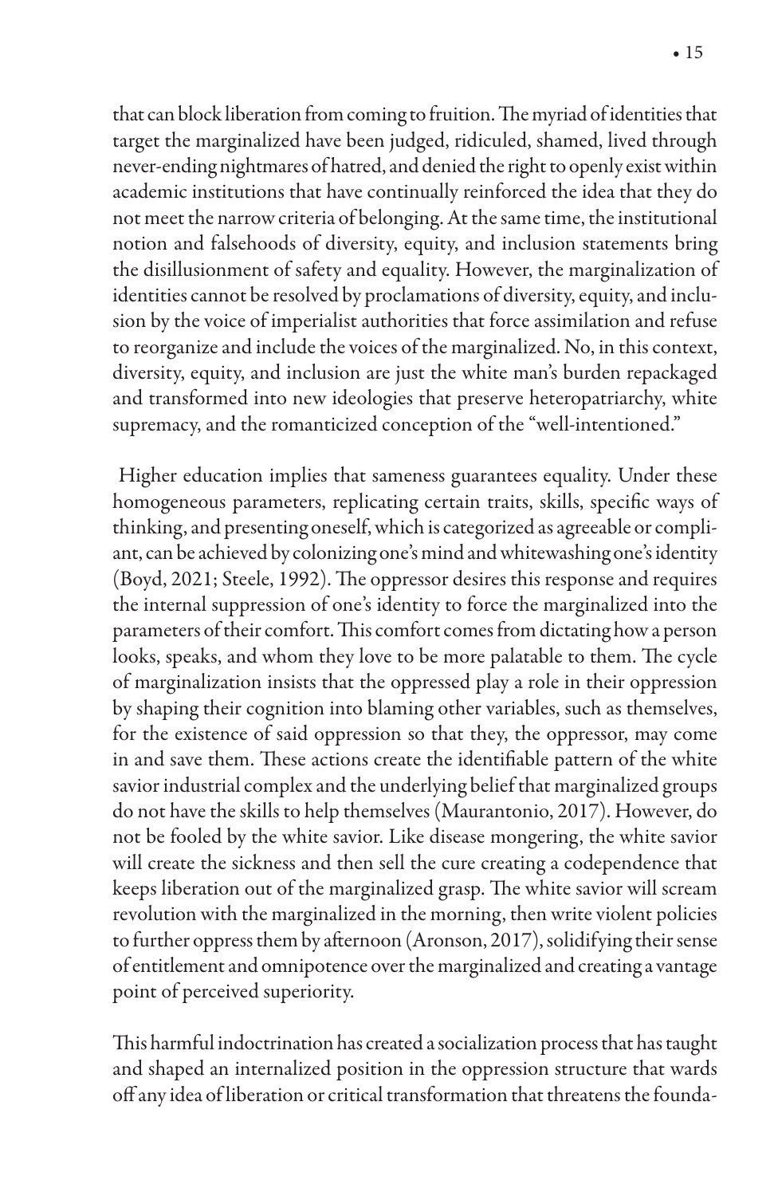that can block liberation from coming to fruition. The myriad of identities that target the marginalized have been judged, ridiculed, shamed, lived through never-ending nightmares of hatred, and denied the right to openly exist within academic institutions that have continually reinforced the idea that they do not meet the narrow criteria of belonging. At the same time, the institutional notion and falsehoods of diversity, equity, and inclusion statements bring the disillusionment of safety and equality. However, the marginalization of identities cannot be resolved by proclamations of diversity, equity, and inclusion by the voice of imperialist authorities that force assimilation and refuse to reorganize and include the voices of the marginalized. No, in this context, diversity, equity, and inclusion are just the white man's burden repackaged and transformed into new ideologies that preserve heteropatriarchy, white supremacy, and the romanticized conception of the "well-intentioned."

Higher education implies that sameness guarantees equality. Under these homogeneous parameters, replicating certain traits, skills, specific ways of thinking, and presenting oneself, which is categorized as agreeable or compliant, can be achieved by colonizing one's mind and whitewashing one's identity (Boyd, 2021; Steele, 1992). The oppressor desires this response and requires the internal suppression of one's identity to force the marginalized into the parameters of their comfort. This comfort comes from dictating how a person looks, speaks, and whom they love to be more palatable to them. The cycle of marginalization insists that the oppressed play a role in their oppression by shaping their cognition into blaming other variables, such as themselves, for the existence of said oppression so that they, the oppressor, may come in and save them. These actions create the identifiable pattern of the white savior industrial complex and the underlying belief that marginalized groups do not have the skills to help themselves (Maurantonio, 2017). However, do not be fooled by the white savior. Like disease mongering, the white savior will create the sickness and then sell the cure creating a codependence that keeps liberation out of the marginalized grasp. The white savior will scream revolution with the marginalized in the morning, then write violent policies to further oppress them by afternoon (Aronson, 2017), solidifying their sense of entitlement and omnipotence over the marginalized and creating a vantage point of perceived superiority.

This harmful indoctrination has created a socialization process that has taught and shaped an internalized position in the oppression structure that wards off any idea of liberation or critical transformation that threatens the founda-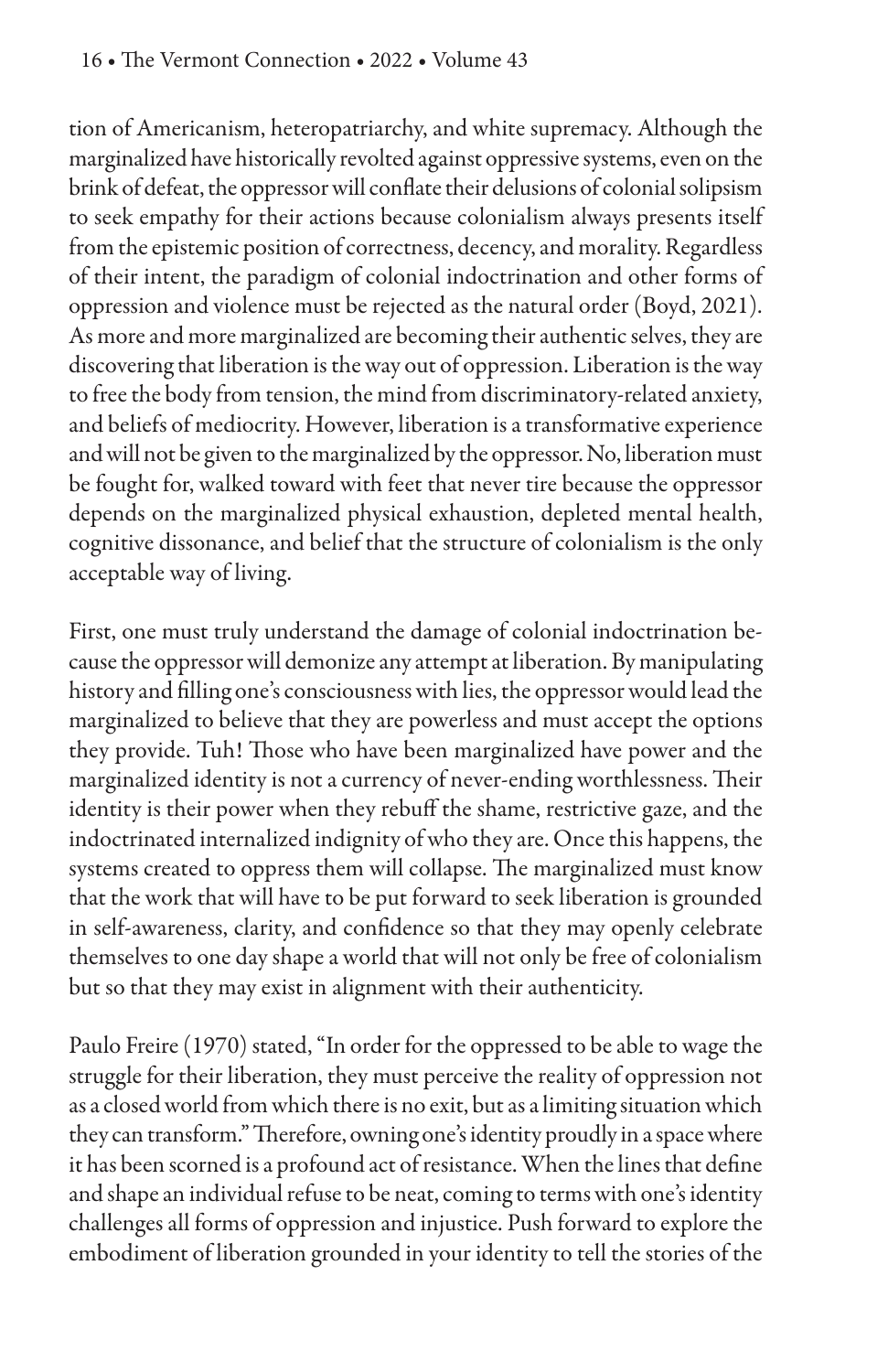tion of Americanism, heteropatriarchy, and white supremacy. Although the marginalized have historically revolted against oppressive systems, even on the brink of defeat, the oppressor will conflate their delusions of colonial solipsism to seek empathy for their actions because colonialism always presents itself from the epistemic position of correctness, decency, and morality. Regardless of their intent, the paradigm of colonial indoctrination and other forms of oppression and violence must be rejected as the natural order (Boyd, 2021). As more and more marginalized are becoming their authentic selves, they are discovering that liberation is the way out of oppression. Liberation is the way to free the body from tension, the mind from discriminatory-related anxiety, and beliefs of mediocrity. However, liberation is a transformative experience and will not be given to the marginalized by the oppressor. No, liberation must be fought for, walked toward with feet that never tire because the oppressor depends on the marginalized physical exhaustion, depleted mental health, cognitive dissonance, and belief that the structure of colonialism is the only acceptable way of living.

First, one must truly understand the damage of colonial indoctrination because the oppressor will demonize any attempt at liberation. By manipulating history and filling one's consciousness with lies, the oppressor would lead the marginalized to believe that they are powerless and must accept the options they provide. Tuh! Those who have been marginalized have power and the marginalized identity is not a currency of never-ending worthlessness. Their identity is their power when they rebuff the shame, restrictive gaze, and the indoctrinated internalized indignity of who they are. Once this happens, the systems created to oppress them will collapse. The marginalized must know that the work that will have to be put forward to seek liberation is grounded in self-awareness, clarity, and confidence so that they may openly celebrate themselves to one day shape a world that will not only be free of colonialism but so that they may exist in alignment with their authenticity.

Paulo Freire (1970) stated, "In order for the oppressed to be able to wage the struggle for their liberation, they must perceive the reality of oppression not as a closed world from which there is no exit, but as a limiting situation which they can transform." Therefore, owning one's identity proudly in a space where it has been scorned is a profound act of resistance. When the lines that define and shape an individual refuse to be neat, coming to terms with one's identity challenges all forms of oppression and injustice. Push forward to explore the embodiment of liberation grounded in your identity to tell the stories of the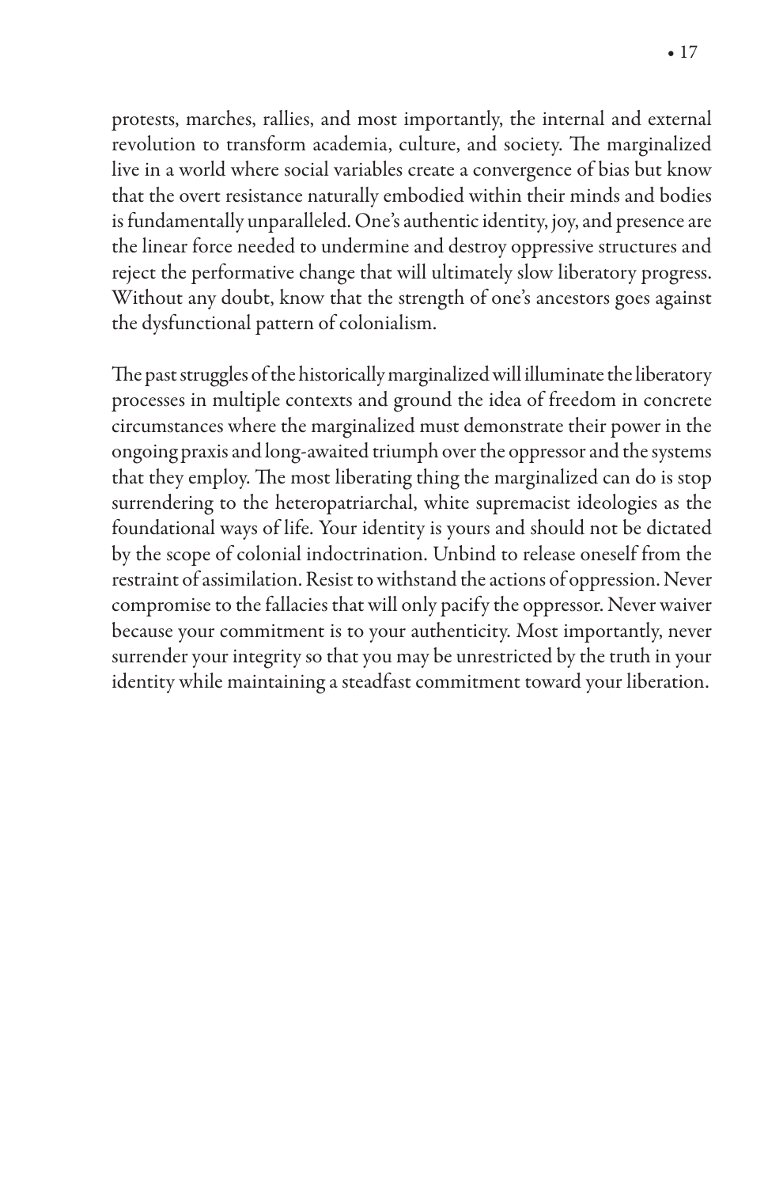protests, marches, rallies, and most importantly, the internal and external revolution to transform academia, culture, and society. The marginalized live in a world where social variables create a convergence of bias but know that the overt resistance naturally embodied within their minds and bodies is fundamentally unparalleled. One's authentic identity, joy, and presence are the linear force needed to undermine and destroy oppressive structures and reject the performative change that will ultimately slow liberatory progress. Without any doubt, know that the strength of one's ancestors goes against the dysfunctional pattern of colonialism.

The past struggles of the historically marginalized will illuminate the liberatory processes in multiple contexts and ground the idea of freedom in concrete circumstances where the marginalized must demonstrate their power in the ongoing praxis and long-awaited triumph over the oppressor and the systems that they employ. The most liberating thing the marginalized can do is stop surrendering to the heteropatriarchal, white supremacist ideologies as the foundational ways of life. Your identity is yours and should not be dictated by the scope of colonial indoctrination. Unbind to release oneself from the restraint of assimilation. Resist to withstand the actions of oppression. Never compromise to the fallacies that will only pacify the oppressor. Never waiver because your commitment is to your authenticity. Most importantly, never surrender your integrity so that you may be unrestricted by the truth in your identity while maintaining a steadfast commitment toward your liberation.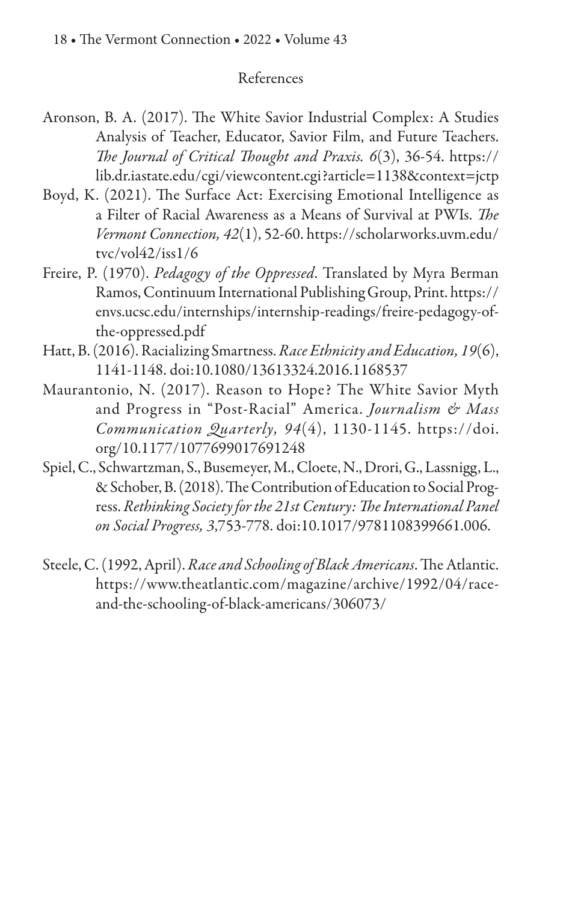## References

Aronson, B. A. (2017). The White Savior Industrial Complex: A Studies Analysis of Teacher, Educator, Savior Film, and Future Teachers. *The Journal of Critical Thought and Praxis. 6*(3), 36-54. https://lib.dr.iastate.edu/cgi/viewcontent.cgi?article=1138&context=jctp

Boyd, K. (2021). The Surface Act: Exercising Emotional Intelligence as a Filter of Racial Awareness as a Means of Survival at PWIs. *The Vermont Connection, 42*(1), 52-60. https://scholarworks.uvm.edu/tvc/vol42/iss1/6

Freire, P. (1970). *Pedagogy of the Oppressed*. Translated by Myra Berman Ramos, Continuum International Publishing Group, Print. https://envs.ucsc.edu/internships/internship-readings/freire-pedagogy-of-the-oppressed.pdf

Hatt, B. (2016). Racializing Smartness. *Race Ethnicity and Education, 19*(6), 1141-1148. doi:10.1080/13613324.2016.1168537

Maurantonio, N. (2017). Reason to Hope? The White Savior Myth and Progress in "Post-Racial" America. *Journalism & Mass Communication Quarterly, 94*(4), 1130-1145. https://doi.org/10.1177/1077699017691248

Spiel, C., Schwartzman, S., Busemeyer, M., Cloete, N., Drori, G., Lassnigg, L., & Schober, B. (2018). The Contribution of Education to Social Progress. *Rethinking Society for the 21st Century: The International Panel on Social Progress, 3*,753-778. doi:10.1017/9781108399661.006.

Steele, C. (1992, April). *Race and Schooling of Black Americans*. The Atlantic. https://www.theatlantic.com/magazine/archive/1992/04/race-and-the-schooling-of-black-americans/306073/